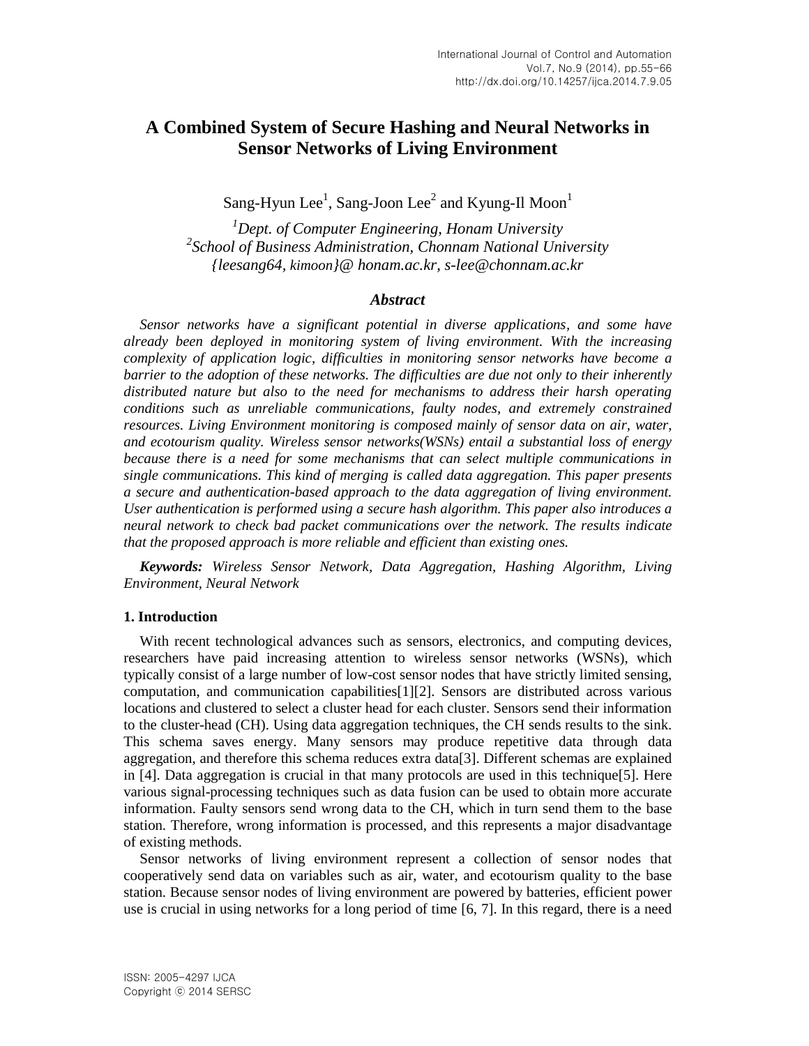# A Combined System of Secure Hashing and Neural Networks in Sensor Networks of Living Environment

Sang-Hyun Lee[1], Sang-Joon Lee[2] and Kyung-Il Moon[1]

[1]*Dept. of Computer Engineering, Honam University*
[2]*School of Business Administration, Chonnam National University*
*{leesang64, kimoon}@ honam.ac.kr, s-lee@chonnam.ac.kr*

## *Abstract*

*Sensor networks have a significant potential in diverse applications, and some have already been deployed in monitoring system of living environment. With the increasing complexity of application logic, difficulties in monitoring sensor networks have become a barrier to the adoption of these networks. The difficulties are due not only to their inherently distributed nature but also to the need for mechanisms to address their harsh operating conditions such as unreliable communications, faulty nodes, and extremely constrained resources. Living Environment monitoring is composed mainly of sensor data on air, water, and ecotourism quality. Wireless sensor networks(WSNs) entail a substantial loss of energy because there is a need for some mechanisms that can select multiple communications in single communications. This kind of merging is called data aggregation. This paper presents a secure and authentication-based approach to the data aggregation of living environment. User authentication is performed using a secure hash algorithm. This paper also introduces a neural network to check bad packet communications over the network. The results indicate that the proposed approach is more reliable and efficient than existing ones.*

***Keywords:*** *Wireless Sensor Network, Data Aggregation, Hashing Algorithm, Living Environment, Neural Network*

## 1. Introduction

With recent technological advances such as sensors, electronics, and computing devices, researchers have paid increasing attention to wireless sensor networks (WSNs), which typically consist of a large number of low-cost sensor nodes that have strictly limited sensing, computation, and communication capabilities[1][2]. Sensors are distributed across various locations and clustered to select a cluster head for each cluster. Sensors send their information to the cluster-head (CH). Using data aggregation techniques, the CH sends results to the sink. This schema saves energy. Many sensors may produce repetitive data through data aggregation, and therefore this schema reduces extra data[3]. Different schemas are explained in [4]. Data aggregation is crucial in that many protocols are used in this technique[5]. Here various signal-processing techniques such as data fusion can be used to obtain more accurate information. Faulty sensors send wrong data to the CH, which in turn send them to the base station. Therefore, wrong information is processed, and this represents a major disadvantage of existing methods.

Sensor networks of living environment represent a collection of sensor nodes that cooperatively send data on variables such as air, water, and ecotourism quality to the base station. Because sensor nodes of living environment are powered by batteries, efficient power use is crucial in using networks for a long period of time [6, 7]. In this regard, there is a need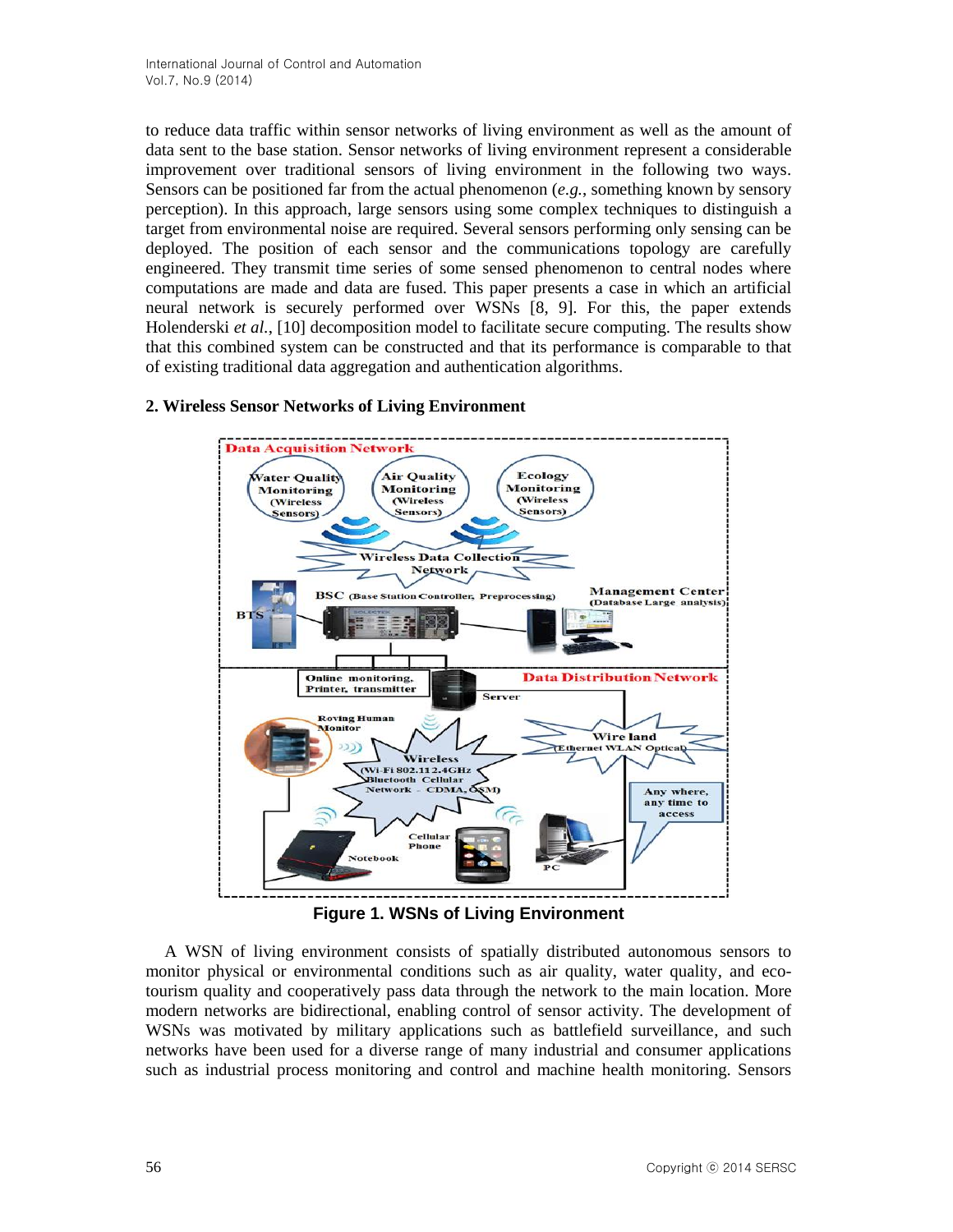to reduce data traffic within sensor networks of living environment as well as the amount of data sent to the base station. Sensor networks of living environment represent a considerable improvement over traditional sensors of living environment in the following two ways. Sensors can be positioned far from the actual phenomenon (*e.g.*, something known by sensory perception). In this approach, large sensors using some complex techniques to distinguish a target from environmental noise are required. Several sensors performing only sensing can be deployed. The position of each sensor and the communications topology are carefully engineered. They transmit time series of some sensed phenomenon to central nodes where computations are made and data are fused. This paper presents a case in which an artificial neural network is securely performed over WSNs [8, 9]. For this, the paper extends Holenderski *et al.*, [10] decomposition model to facilitate secure computing. The results show that this combined system can be constructed and that its performance is comparable to that of existing traditional data aggregation and authentication algorithms.

## 2. Wireless Sensor Networks of Living Environment

**Figure 1. WSNs of Living Environment**

A WSN of living environment consists of spatially distributed autonomous sensors to monitor physical or environmental conditions such as air quality, water quality, and eco-tourism quality and cooperatively pass data through the network to the main location. More modern networks are bidirectional, enabling control of sensor activity. The development of WSNs was motivated by military applications such as battlefield surveillance, and such networks have been used for a diverse range of many industrial and consumer applications such as industrial process monitoring and control and machine health monitoring. Sensors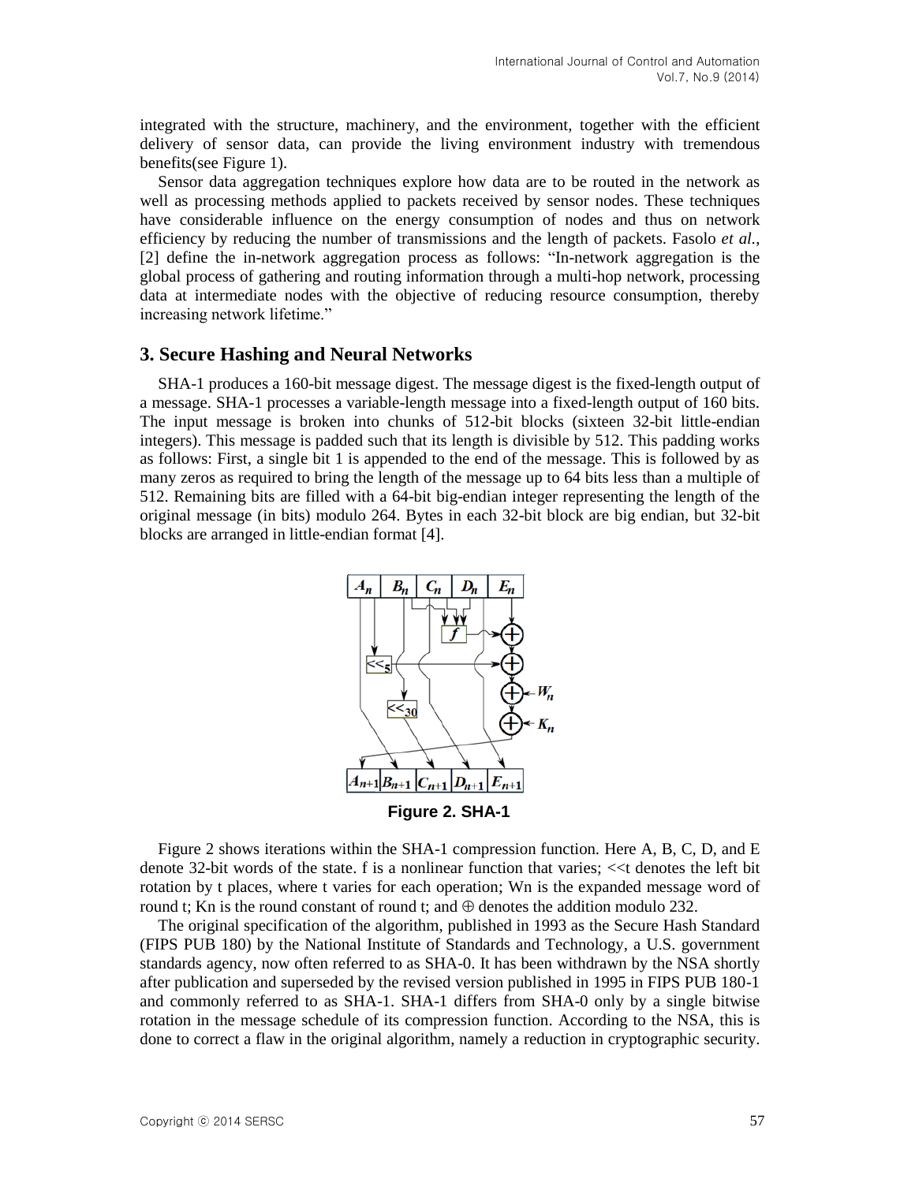integrated with the structure, machinery, and the environment, together with the efficient delivery of sensor data, can provide the living environment industry with tremendous benefits(see Figure 1).

Sensor data aggregation techniques explore how data are to be routed in the network as well as processing methods applied to packets received by sensor nodes. These techniques have considerable influence on the energy consumption of nodes and thus on network efficiency by reducing the number of transmissions and the length of packets. Fasolo *et al.*, [2] define the in-network aggregation process as follows: "In-network aggregation is the global process of gathering and routing information through a multi-hop network, processing data at intermediate nodes with the objective of reducing resource consumption, thereby increasing network lifetime."

## 3. Secure Hashing and Neural Networks

SHA-1 produces a 160-bit message digest. The message digest is the fixed-length output of a message. SHA-1 processes a variable-length message into a fixed-length output of 160 bits. The input message is broken into chunks of 512-bit blocks (sixteen 32-bit little-endian integers). This message is padded such that its length is divisible by 512. This padding works as follows: First, a single bit 1 is appended to the end of the message. This is followed by as many zeros as required to bring the length of the message up to 64 bits less than a multiple of 512. Remaining bits are filled with a 64-bit big-endian integer representing the length of the original message (in bits) modulo 264. Bytes in each 32-bit block are big endian, but 32-bit blocks are arranged in little-endian format [4].

**Figure 2. SHA-1**

Figure 2 shows iterations within the SHA-1 compression function. Here A, B, C, D, and E denote 32-bit words of the state. f is a nonlinear function that varies; <<t denotes the left bit rotation by t places, where t varies for each operation; Wn is the expanded message word of round t; Kn is the round constant of round t; and ⊕ denotes the addition modulo 232.

The original specification of the algorithm, published in 1993 as the Secure Hash Standard (FIPS PUB 180) by the National Institute of Standards and Technology, a U.S. government standards agency, now often referred to as SHA-0. It has been withdrawn by the NSA shortly after publication and superseded by the revised version published in 1995 in FIPS PUB 180-1 and commonly referred to as SHA-1. SHA-1 differs from SHA-0 only by a single bitwise rotation in the message schedule of its compression function. According to the NSA, this is done to correct a flaw in the original algorithm, namely a reduction in cryptographic security.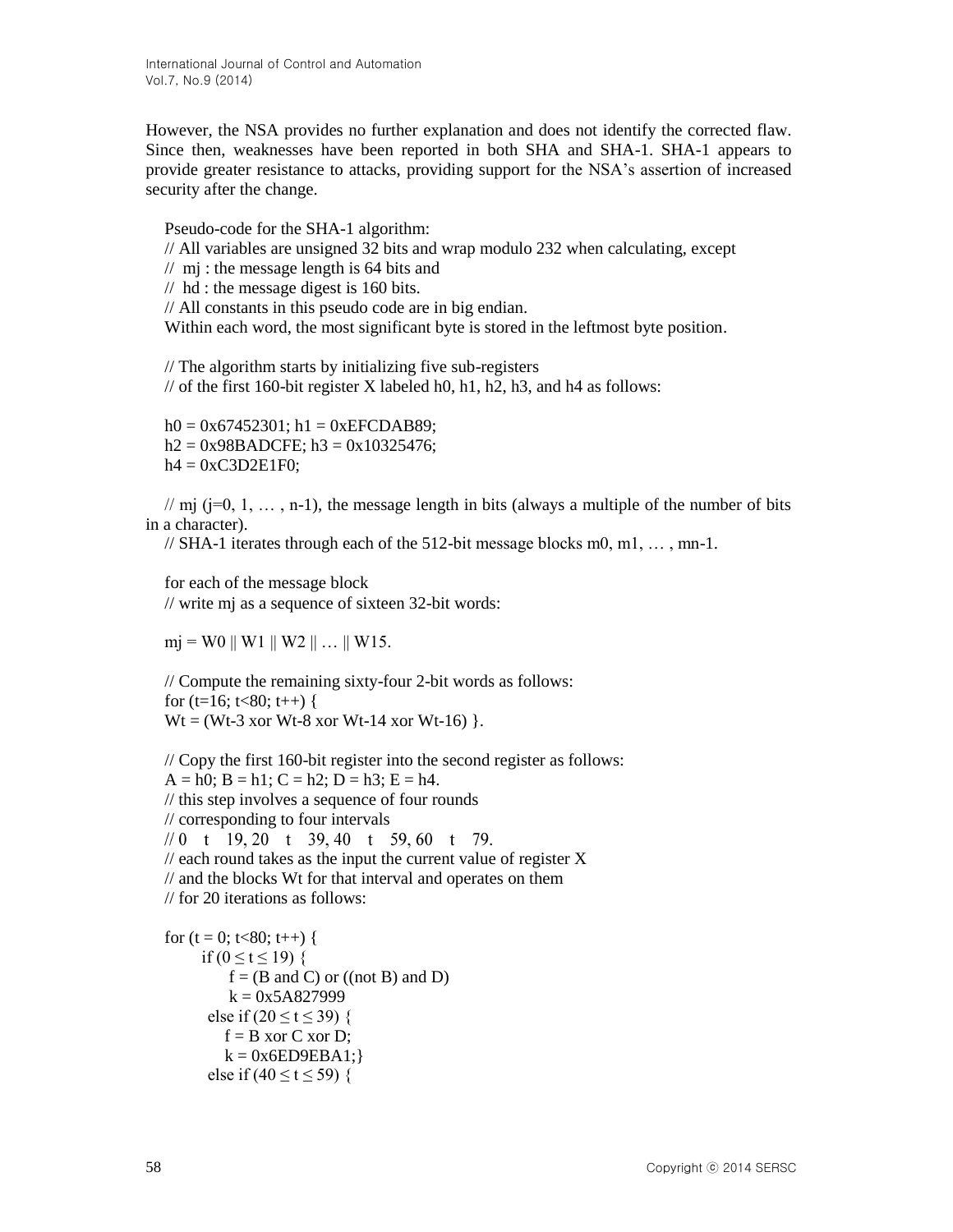However, the NSA provides no further explanation and does not identify the corrected flaw. Since then, weaknesses have been reported in both SHA and SHA-1. SHA-1 appears to provide greater resistance to attacks, providing support for the NSA's assertion of increased security after the change.

Pseudo-code for the SHA-1 algorithm:

```
// All variables are unsigned 32 bits and wrap modulo 232 when calculating, except
//  mj : the message length is 64 bits and
//  hd : the message digest is 160 bits.
// All constants in this pseudo code are in big endian.
Within each word, the most significant byte is stored in the leftmost byte position.

// The algorithm starts by initializing five sub-registers
// of the first 160-bit register X labeled h0, h1, h2, h3, and h4 as follows:

h0 = 0x67452301; h1 = 0xEFCDAB89;
h2 = 0x98BADCFE; h3 = 0x10325476;
h4 = 0xC3D2E1F0;

// mj (j=0, 1, … , n-1), the message length in bits (always a multiple of the number of bits in a character).
// SHA-1 iterates through each of the 512-bit message blocks m0, m1, … , mn-1.

for each of the message block
// write mj as a sequence of sixteen 32-bit words:

mj = W0 || W1 || W2 || … || W15.

// Compute the remaining sixty-four 2-bit words as follows:
for (t=16; t<80; t++) {
Wt = (Wt-3 xor Wt-8 xor Wt-14 xor Wt-16) }.

// Copy the first 160-bit register into the second register as follows:
A = h0; B = h1; C = h2; D = h3; E = h4.
// this step involves a sequence of four rounds
// corresponding to four intervals
// 0    t    19, 20    t    39, 40    t    59, 60    t    79.
// each round takes as the input the current value of register X
// and the blocks Wt for that interval and operates on them
// for 20 iterations as follows:

for (t = 0; t<80; t++) {
       if (0 ≤ t ≤ 19) {
            f = (B and C) or ((not B) and D)
            k = 0x5A827999
        else if (20 ≤ t ≤ 39) {
            f = B xor C xor D;
            k = 0x6ED9EBA1;}
        else if (40 ≤ t ≤ 59) {
```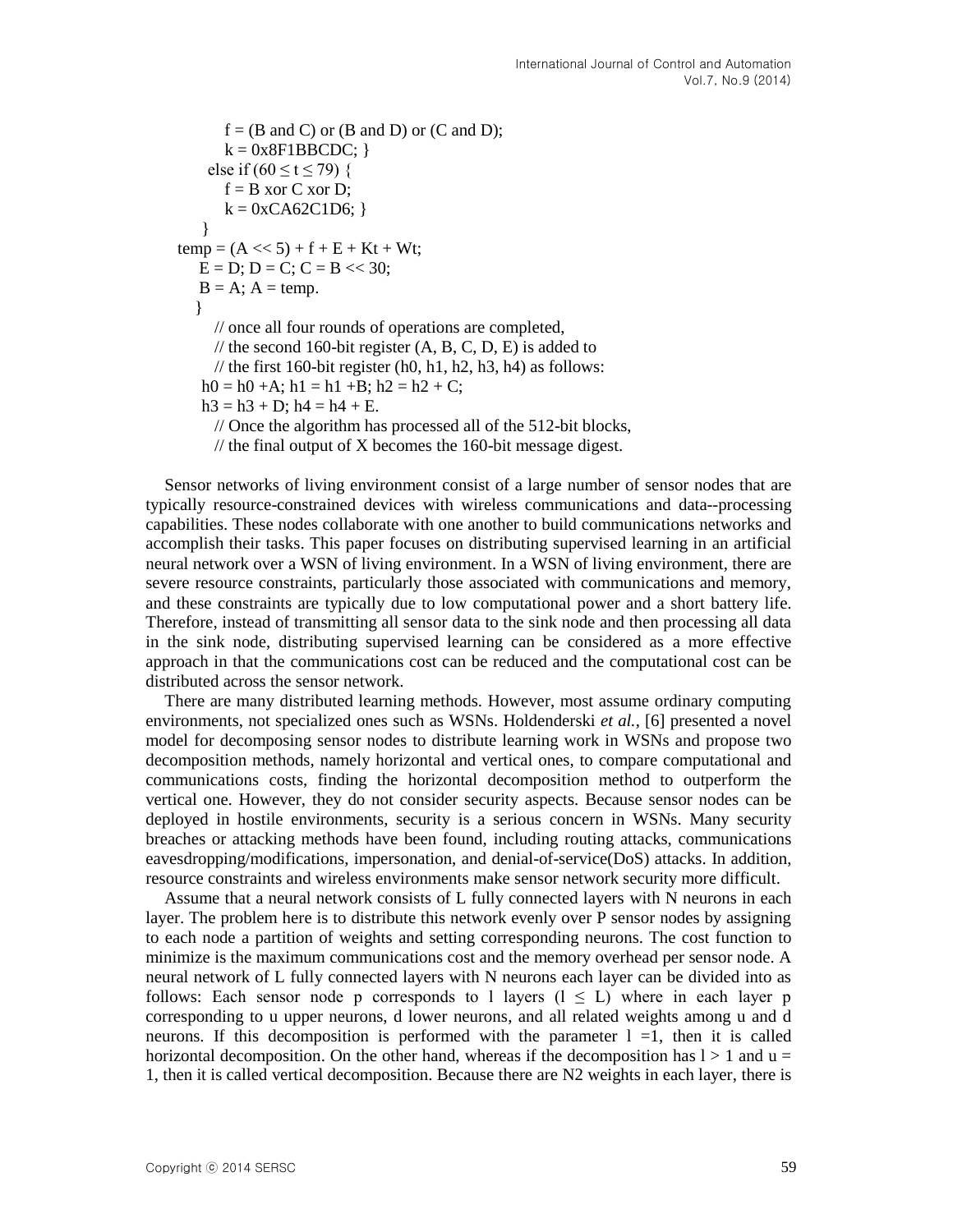```
            f = (B and C) or (B and D) or (C and D);
            k = 0x8F1BBCDC; }
          else if (60 ≤ t ≤ 79) {
            f = B xor C xor D;
            k = 0xCA62C1D6; }
        }
     temp = (A << 5) + f + E + Kt + Wt;
        E = D; D = C; C = B << 30;
        B = A; A = temp.
       }
          // once all four rounds of operations are completed,
          // the second 160-bit register (A, B, C, D, E) is added to
          // the first 160-bit register (h0, h1, h2, h3, h4) as follows:
        h0 = h0 +A; h1 = h1 +B; h2 = h2 + C;
        h3 = h3 + D; h4 = h4 + E.
          // Once the algorithm has processed all of the 512-bit blocks,
          // the final output of X becomes the 160-bit message digest.
```

Sensor networks of living environment consist of a large number of sensor nodes that are typically resource-constrained devices with wireless communications and data--processing capabilities. These nodes collaborate with one another to build communications networks and accomplish their tasks. This paper focuses on distributing supervised learning in an artificial neural network over a WSN of living environment. In a WSN of living environment, there are severe resource constraints, particularly those associated with communications and memory, and these constraints are typically due to low computational power and a short battery life. Therefore, instead of transmitting all sensor data to the sink node and then processing all data in the sink node, distributing supervised learning can be considered as a more effective approach in that the communications cost can be reduced and the computational cost can be distributed across the sensor network.

There are many distributed learning methods. However, most assume ordinary computing environments, not specialized ones such as WSNs. Holdenderski *et al.*, [6] presented a novel model for decomposing sensor nodes to distribute learning work in WSNs and propose two decomposition methods, namely horizontal and vertical ones, to compare computational and communications costs, finding the horizontal decomposition method to outperform the vertical one. However, they do not consider security aspects. Because sensor nodes can be deployed in hostile environments, security is a serious concern in WSNs. Many security breaches or attacking methods have been found, including routing attacks, communications eavesdropping/modifications, impersonation, and denial-of-service(DoS) attacks. In addition, resource constraints and wireless environments make sensor network security more difficult.

Assume that a neural network consists of L fully connected layers with N neurons in each layer. The problem here is to distribute this network evenly over P sensor nodes by assigning to each node a partition of weights and setting corresponding neurons. The cost function to minimize is the maximum communications cost and the memory overhead per sensor node. A neural network of L fully connected layers with N neurons each layer can be divided into as follows: Each sensor node p corresponds to l layers ($l \leq L$) where in each layer p corresponding to u upper neurons, d lower neurons, and all related weights among u and d neurons. If this decomposition is performed with the parameter $l = 1$, then it is called horizontal decomposition. On the other hand, whereas if the decomposition has $l > 1$ and $u = 1$, then it is called vertical decomposition. Because there are N2 weights in each layer, there is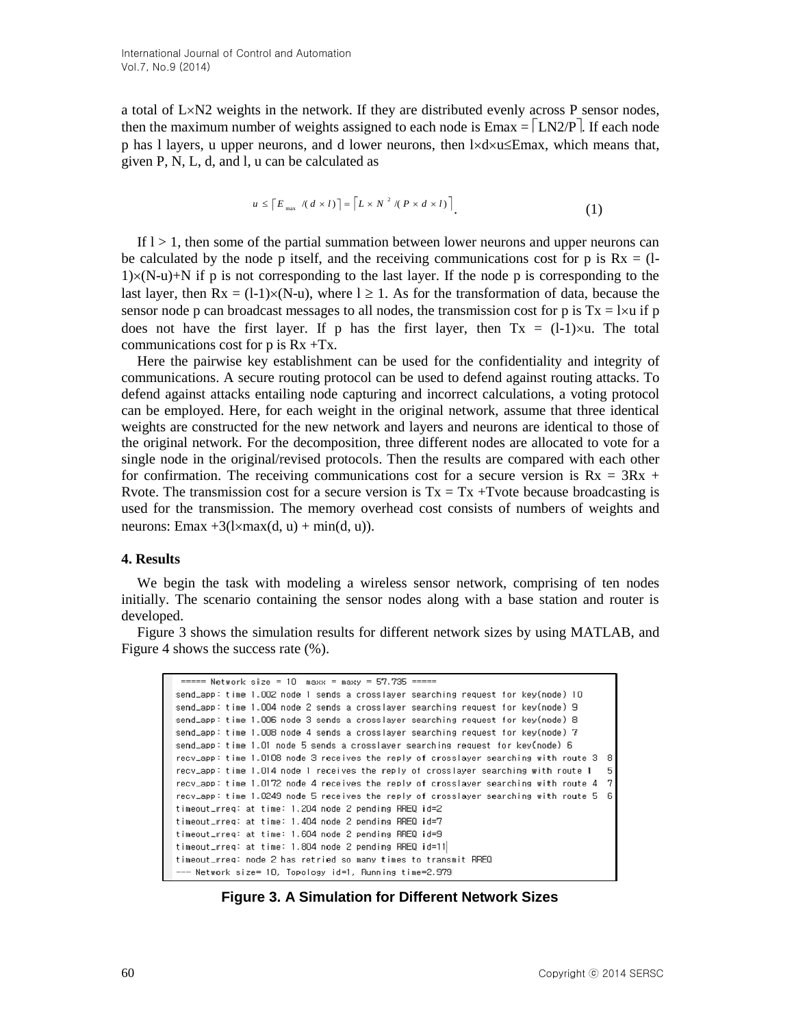a total of $L \times N2$ weights in the network. If they are distributed evenly across P sensor nodes, then the maximum number of weights assigned to each node is $E_{max} = \lceil LN2/P \rceil$. If each node p has l layers, u upper neurons, and d lower neurons, then $l \times d \times u \leq E_{max}$, which means that, given P, N, L, d, and l, u can be calculated as

$$u \leq \lceil E_{max} /(d \times l) \rceil = \lceil L \times N^2 /(P \times d \times l) \rceil. \quad (1)$$

If $l > 1$, then some of the partial summation between lower neurons and upper neurons can be calculated by the node p itself, and the receiving communications cost for p is $Rx = (l-1) \times (N-u)+N$ if p is not corresponding to the last layer. If the node p is corresponding to the last layer, then $Rx = (l-1) \times (N-u)$, where $l \geq 1$. As for the transformation of data, because the sensor node p can broadcast messages to all nodes, the transmission cost for p is $Tx = l \times u$ if p does not have the first layer. If p has the first layer, then $Tx = (l-1) \times u$. The total communications cost for p is $Rx + Tx$.

Here the pairwise key establishment can be used for the confidentiality and integrity of communications. A secure routing protocol can be used to defend against routing attacks. To defend against attacks entailing node capturing and incorrect calculations, a voting protocol can be employed. Here, for each weight in the original network, assume that three identical weights are constructed for the new network and layers and neurons are identical to those of the original network. For the decomposition, three different nodes are allocated to vote for a single node in the original/revised protocols. Then the results are compared with each other for confirmation. The receiving communications cost for a secure version is $Rx = 3Rx + Rvote$. The transmission cost for a secure version is $Tx = Tx + Tvote$ because broadcasting is used for the transmission. The memory overhead cost consists of numbers of weights and neurons: $E_{max} + 3(l \times \max(d, u) + \min(d, u))$.

## 4. Results

We begin the task with modeling a wireless sensor network, comprising of ten nodes initially. The scenario containing the sensor nodes along with a base station and router is developed.

Figure 3 shows the simulation results for different network sizes by using MATLAB, and Figure 4 shows the success rate (%).

```
===== Network size = 10  maxx = maxy = 57.735 =====
send_app: time 1.002 node 1 sends a crosslayer searching request for key(node) 10
send_app: time 1.004 node 2 sends a crosslayer searching request for key(node) 9
send_app: time 1.006 node 3 sends a crosslayer searching request for key(node) 8
send_app: time 1.008 node 4 sends a crosslayer searching request for key(node) 7
send_app: time 1.01 node 5 sends a crosslayer searching request for key(node) 6
recv_app: time 1.0108 node 3 receives the reply of crosslayer searching with route 3  8
recv_app: time 1.014 node 1 receives the reply of crosslayer searching with route 1   5
recv_app: time 1.0172 node 4 receives the reply of crosslayer searching with route 4  7
recv_app: time 1.0249 node 5 receives the reply of crosslayer searching with route 5  6
timeout_rreq: at time: 1.204 node 2 pending RREQ id=2
timeout_rreq: at time: 1.404 node 2 pending RREQ id=7
timeout_rreq: at time: 1.604 node 2 pending RREQ id=9
timeout_rreq: at time: 1.804 node 2 pending RREQ id=11
timeout_rreq: node 2 has retried so many times to transmit RREQ
--- Network size= 10, Topology id=1, Running time=2.979
```

**Figure 3. A Simulation for Different Network Sizes**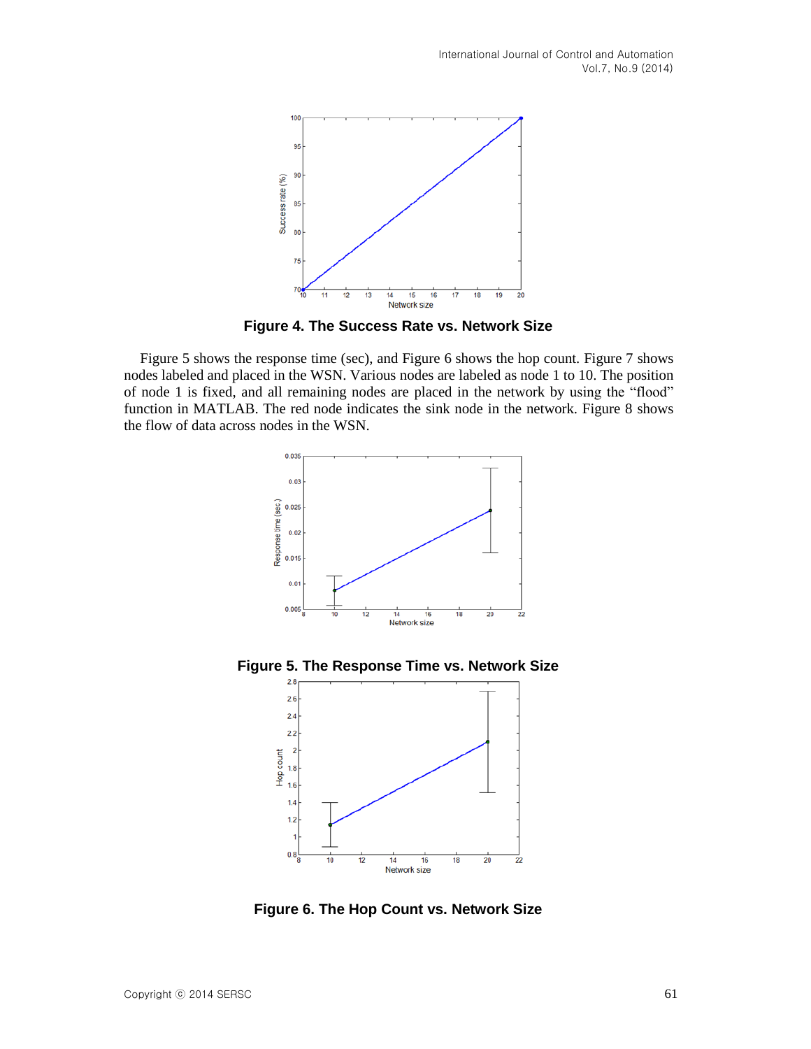Figure 4. The Success Rate vs. Network Size

Figure 5 shows the response time (sec), and Figure 6 shows the hop count. Figure 7 shows nodes labeled and placed in the WSN. Various nodes are labeled as node 1 to 10. The position of node 1 is fixed, and all remaining nodes are placed in the network by using the "flood" function in MATLAB. The red node indicates the sink node in the network. Figure 8 shows the flow of data across nodes in the WSN.

Figure 5. The Response Time vs. Network Size

Figure 6. The Hop Count vs. Network Size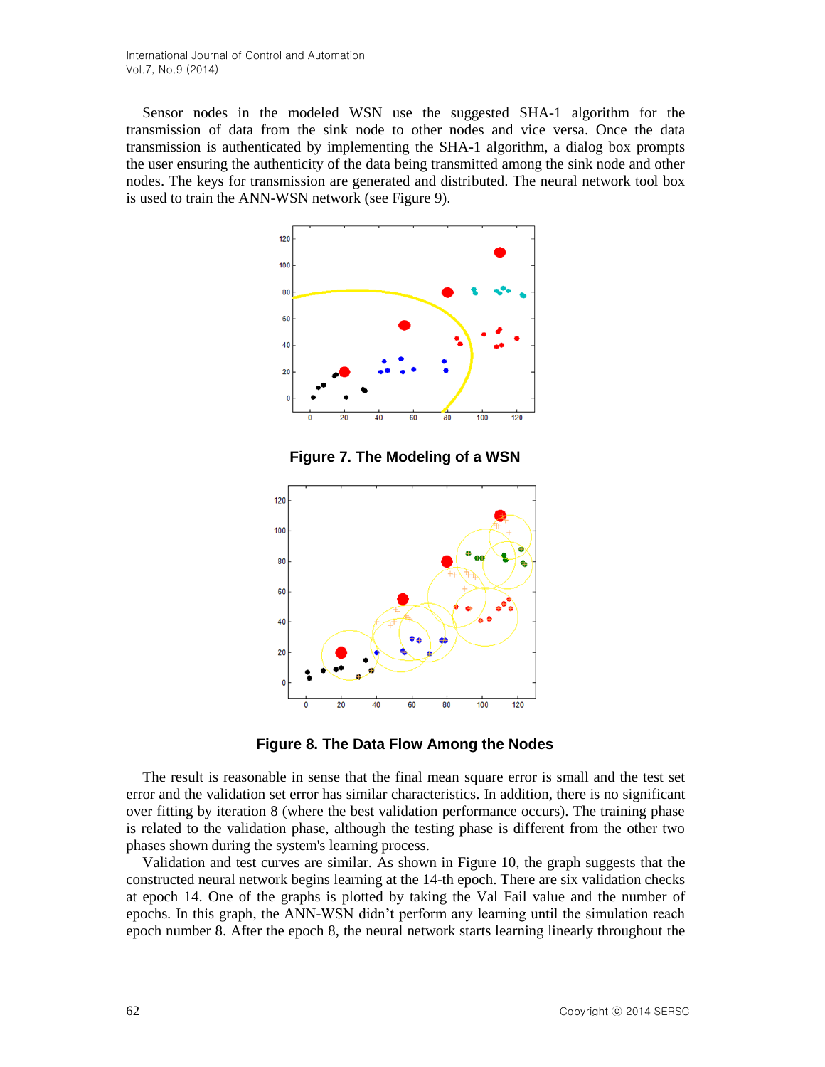Sensor nodes in the modeled WSN use the suggested SHA-1 algorithm for the transmission of data from the sink node to other nodes and vice versa. Once the data transmission is authenticated by implementing the SHA-1 algorithm, a dialog box prompts the user ensuring the authenticity of the data being transmitted among the sink node and other nodes. The keys for transmission are generated and distributed. The neural network tool box is used to train the ANN-WSN network (see Figure 9).

**Figure 7. The Modeling of a WSN**

**Figure 8. The Data Flow Among the Nodes**

The result is reasonable in sense that the final mean square error is small and the test set error and the validation set error has similar characteristics. In addition, there is no significant over fitting by iteration 8 (where the best validation performance occurs). The training phase is related to the validation phase, although the testing phase is different from the other two phases shown during the system's learning process.

Validation and test curves are similar. As shown in Figure 10, the graph suggests that the constructed neural network begins learning at the 14-th epoch. There are six validation checks at epoch 14. One of the graphs is plotted by taking the Val Fail value and the number of epochs. In this graph, the ANN-WSN didn't perform any learning until the simulation reach epoch number 8. After the epoch 8, the neural network starts learning linearly throughout the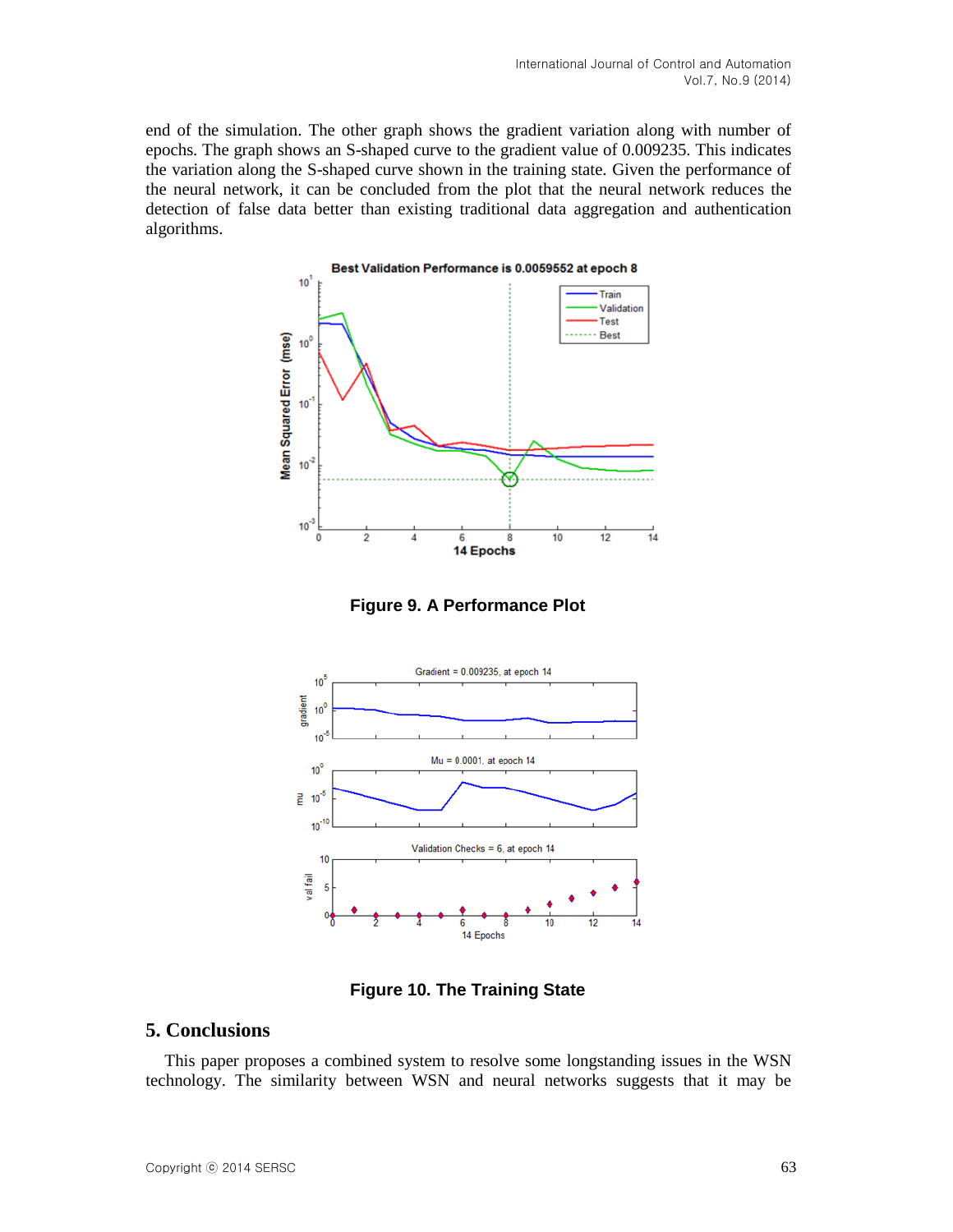end of the simulation. The other graph shows the gradient variation along with number of epochs. The graph shows an S-shaped curve to the gradient value of 0.009235. This indicates the variation along the S-shaped curve shown in the training state. Given the performance of the neural network, it can be concluded from the plot that the neural network reduces the detection of false data better than existing traditional data aggregation and authentication algorithms.

**Figure 9. A Performance Plot**

**Figure 10. The Training State**

## 5. Conclusions

This paper proposes a combined system to resolve some longstanding issues in the WSN technology. The similarity between WSN and neural networks suggests that it may be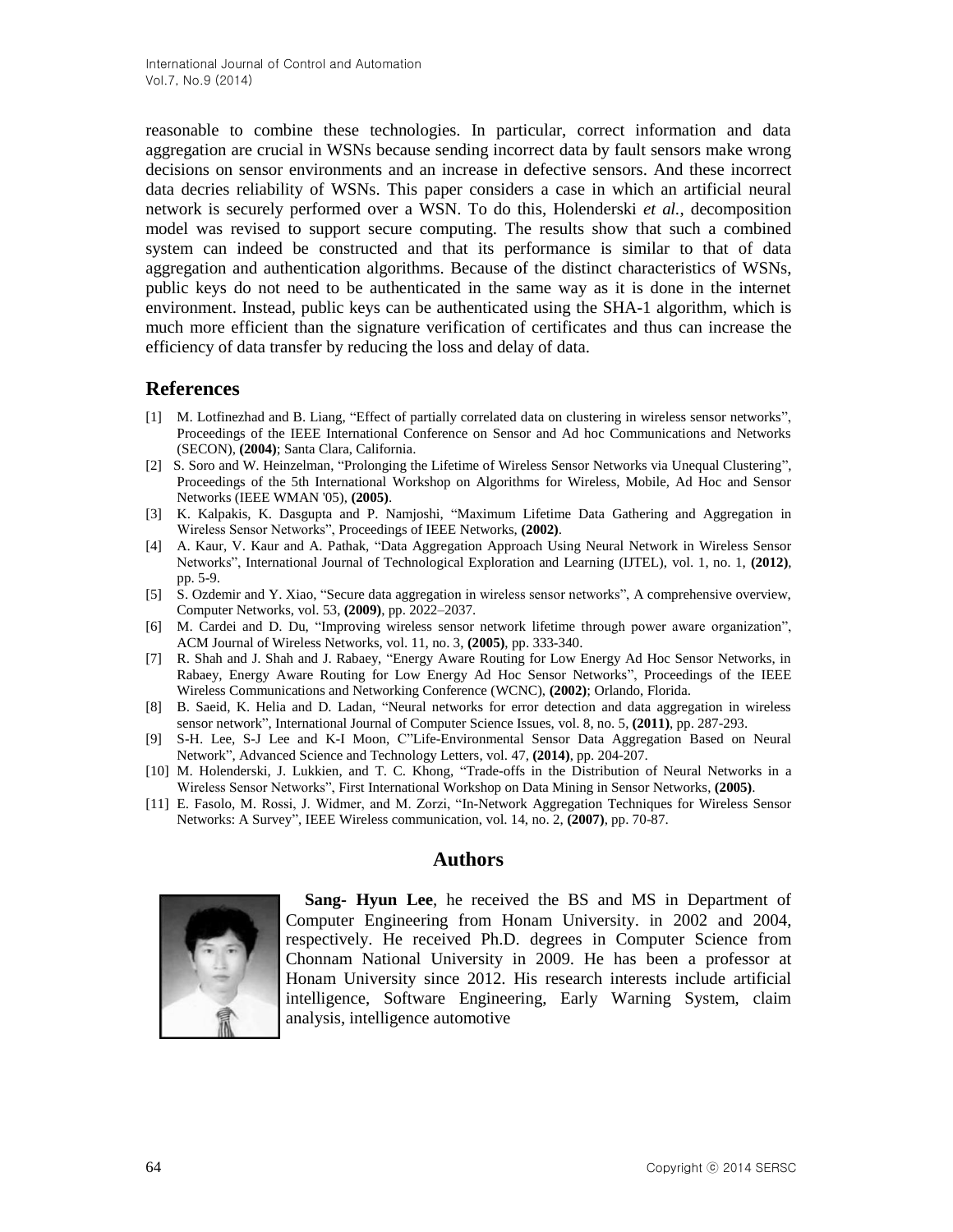reasonable to combine these technologies. In particular, correct information and data aggregation are crucial in WSNs because sending incorrect data by fault sensors make wrong decisions on sensor environments and an increase in defective sensors. And these incorrect data decries reliability of WSNs. This paper considers a case in which an artificial neural network is securely performed over a WSN. To do this, Holenderski *et al.*, decomposition model was revised to support secure computing. The results show that such a combined system can indeed be constructed and that its performance is similar to that of data aggregation and authentication algorithms. Because of the distinct characteristics of WSNs, public keys do not need to be authenticated in the same way as it is done in the internet environment. Instead, public keys can be authenticated using the SHA-1 algorithm, which is much more efficient than the signature verification of certificates and thus can increase the efficiency of data transfer by reducing the loss and delay of data.

## References

[1] M. Lotfinezhad and B. Liang, "Effect of partially correlated data on clustering in wireless sensor networks", Proceedings of the IEEE International Conference on Sensor and Ad hoc Communications and Networks (SECON), **(2004)**; Santa Clara, California.

[2] S. Soro and W. Heinzelman, "Prolonging the Lifetime of Wireless Sensor Networks via Unequal Clustering", Proceedings of the 5th International Workshop on Algorithms for Wireless, Mobile, Ad Hoc and Sensor Networks (IEEE WMAN '05), **(2005)**.

[3] K. Kalpakis, K. Dasgupta and P. Namjoshi, "Maximum Lifetime Data Gathering and Aggregation in Wireless Sensor Networks", Proceedings of IEEE Networks, **(2002)**.

[4] A. Kaur, V. Kaur and A. Pathak, "Data Aggregation Approach Using Neural Network in Wireless Sensor Networks", International Journal of Technological Exploration and Learning (IJTEL), vol. 1, no. 1, **(2012)**, pp. 5-9.

[5] S. Ozdemir and Y. Xiao, "Secure data aggregation in wireless sensor networks", A comprehensive overview, Computer Networks, vol. 53, **(2009)**, pp. 2022–2037.

[6] M. Cardei and D. Du, "Improving wireless sensor network lifetime through power aware organization", ACM Journal of Wireless Networks, vol. 11, no. 3, **(2005)**, pp. 333-340.

[7] R. Shah and J. Shah and J. Rabaey, "Energy Aware Routing for Low Energy Ad Hoc Sensor Networks, in Rabaey, Energy Aware Routing for Low Energy Ad Hoc Sensor Networks", Proceedings of the IEEE Wireless Communications and Networking Conference (WCNC), **(2002)**; Orlando, Florida.

[8] B. Saeid, K. Helia and D. Ladan, "Neural networks for error detection and data aggregation in wireless sensor network", International Journal of Computer Science Issues, vol. 8, no. 5, **(2011)**, pp. 287-293.

[9] S-H. Lee, S-J Lee and K-I Moon, C"Life-Environmental Sensor Data Aggregation Based on Neural Network", Advanced Science and Technology Letters, vol. 47, **(2014)**, pp. 204-207.

[10] M. Holenderski, J. Lukkien, and T. C. Khong, "Trade-offs in the Distribution of Neural Networks in a Wireless Sensor Networks", First International Workshop on Data Mining in Sensor Networks, **(2005)**.

[11] E. Fasolo, M. Rossi, J. Widmer, and M. Zorzi, "In-Network Aggregation Techniques for Wireless Sensor Networks: A Survey", IEEE Wireless communication, vol. 14, no. 2, **(2007)**, pp. 70-87.

## Authors

**Sang- Hyun Lee**, he received the BS and MS in Department of Computer Engineering from Honam University. in 2002 and 2004, respectively. He received Ph.D. degrees in Computer Science from Chonnam National University in 2009. He has been a professor at Honam University since 2012. His research interests include artificial intelligence, Software Engineering, Early Warning System, claim analysis, intelligence automotive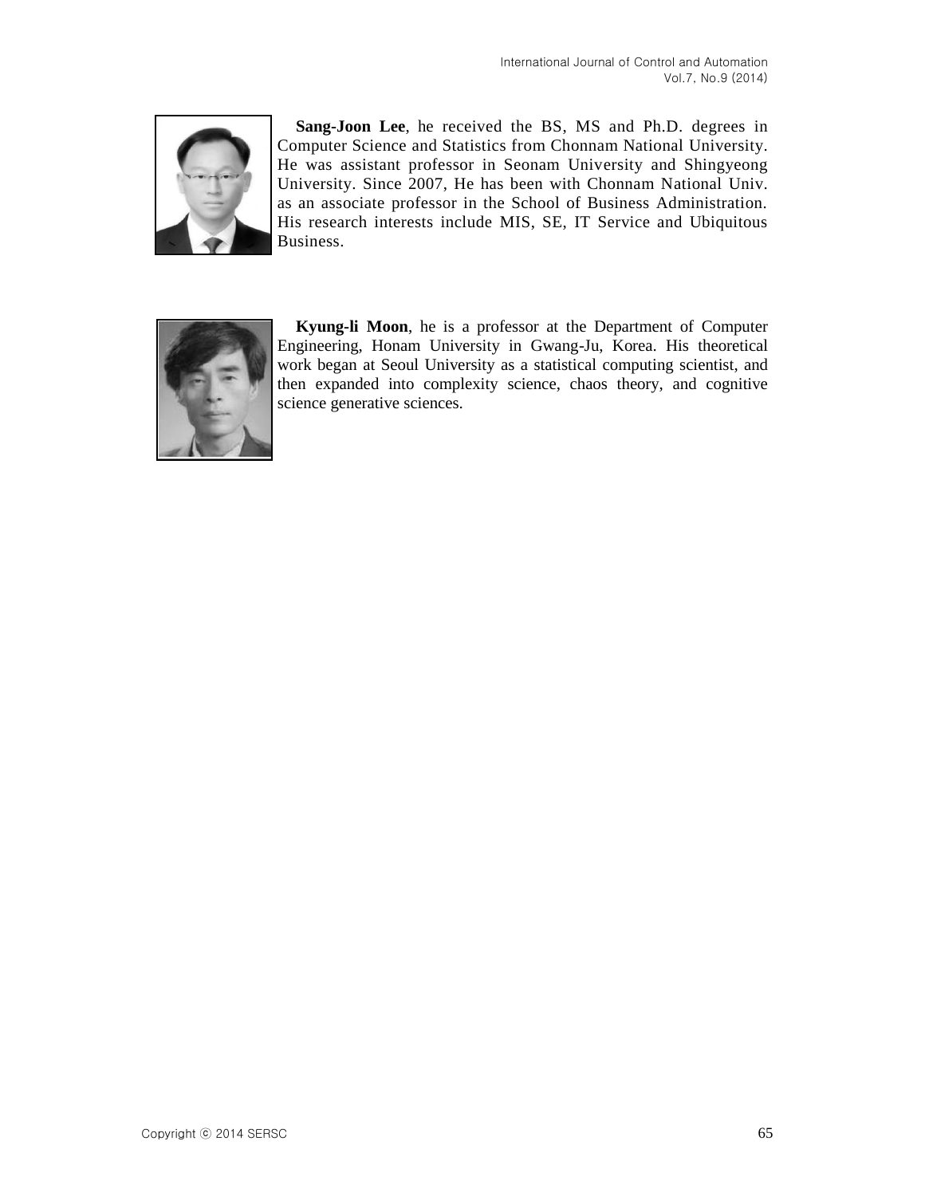**Sang-Joon Lee**, he received the BS, MS and Ph.D. degrees in Computer Science and Statistics from Chonnam National University. He was assistant professor in Seonam University and Shingyeong University. Since 2007, He has been with Chonnam National Univ. as an associate professor in the School of Business Administration. His research interests include MIS, SE, IT Service and Ubiquitous Business.

**Kyung-li Moon**, he is a professor at the Department of Computer Engineering, Honam University in Gwang-Ju, Korea. His theoretical work began at Seoul University as a statistical computing scientist, and then expanded into complexity science, chaos theory, and cognitive science generative sciences.